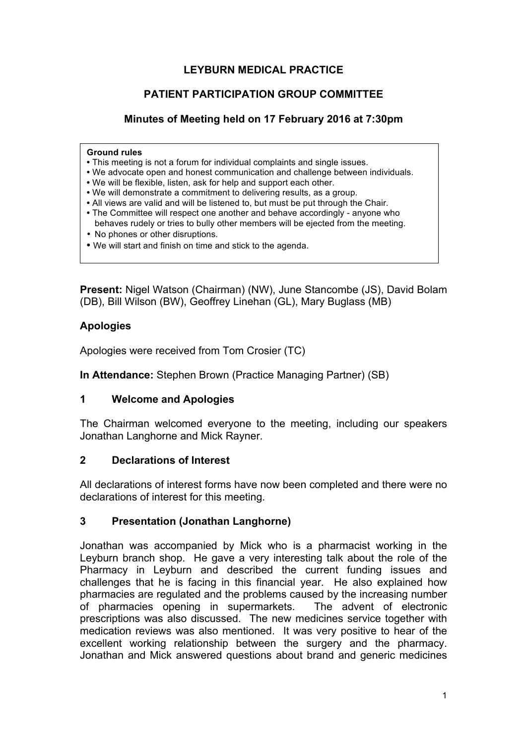# LEYBURN MEDICAL PRACTICE

## PATIENT PARTICIPATION GROUP COMMITTEE

### Minutes of Meeting held on 17 February 2016 at 7:30pm

**Ground rules**
- This meeting is not a forum for individual complaints and single issues.
- We advocate open and honest communication and challenge between individuals.
- We will be flexible, listen, ask for help and support each other.
- We will demonstrate a commitment to delivering results, as a group.
- All views are valid and will be listened to, but must be put through the Chair.
- The Committee will respect one another and behave accordingly - anyone who behaves rudely or tries to bully other members will be ejected from the meeting.
- No phones or other disruptions.
- We will start and finish on time and stick to the agenda.

**Present:** Nigel Watson (Chairman) (NW), June Stancombe (JS), David Bolam (DB), Bill Wilson (BW), Geoffrey Linehan (GL), Mary Buglass (MB)

**Apologies**

Apologies were received from Tom Crosier (TC)

**In Attendance:** Stephen Brown (Practice Managing Partner) (SB)

**1 Welcome and Apologies**

The Chairman welcomed everyone to the meeting, including our speakers Jonathan Langhorne and Mick Rayner.

**2 Declarations of Interest**

All declarations of interest forms have now been completed and there were no declarations of interest for this meeting.

**3 Presentation (Jonathan Langhorne)**

Jonathan was accompanied by Mick who is a pharmacist working in the Leyburn branch shop. He gave a very interesting talk about the role of the Pharmacy in Leyburn and described the current funding issues and challenges that he is facing in this financial year. He also explained how pharmacies are regulated and the problems caused by the increasing number of pharmacies opening in supermarkets. The advent of electronic prescriptions was also discussed. The new medicines service together with medication reviews was also mentioned. It was very positive to hear of the excellent working relationship between the surgery and the pharmacy. Jonathan and Mick answered questions about brand and generic medicines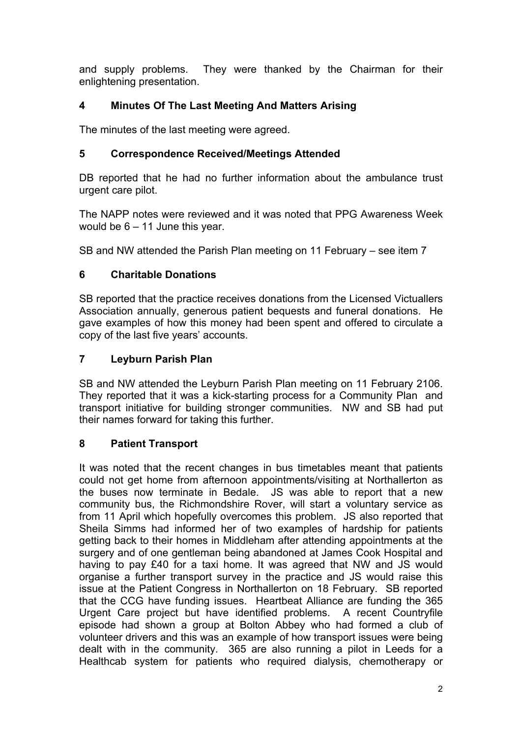and supply problems. They were thanked by the Chairman for their enlightening presentation.

## 4 Minutes Of The Last Meeting And Matters Arising

The minutes of the last meeting were agreed.

## 5 Correspondence Received/Meetings Attended

DB reported that he had no further information about the ambulance trust urgent care pilot.

The NAPP notes were reviewed and it was noted that PPG Awareness Week would be 6 – 11 June this year.

SB and NW attended the Parish Plan meeting on 11 February – see item 7

## 6 Charitable Donations

SB reported that the practice receives donations from the Licensed Victuallers Association annually, generous patient bequests and funeral donations. He gave examples of how this money had been spent and offered to circulate a copy of the last five years' accounts.

## 7 Leyburn Parish Plan

SB and NW attended the Leyburn Parish Plan meeting on 11 February 2106. They reported that it was a kick-starting process for a Community Plan and transport initiative for building stronger communities. NW and SB had put their names forward for taking this further.

## 8 Patient Transport

It was noted that the recent changes in bus timetables meant that patients could not get home from afternoon appointments/visiting at Northallerton as the buses now terminate in Bedale. JS was able to report that a new community bus, the Richmondshire Rover, will start a voluntary service as from 11 April which hopefully overcomes this problem. JS also reported that Sheila Simms had informed her of two examples of hardship for patients getting back to their homes in Middleham after attending appointments at the surgery and of one gentleman being abandoned at James Cook Hospital and having to pay £40 for a taxi home. It was agreed that NW and JS would organise a further transport survey in the practice and JS would raise this issue at the Patient Congress in Northallerton on 18 February. SB reported that the CCG have funding issues. Heartbeat Alliance are funding the 365 Urgent Care project but have identified problems. A recent Countryfile episode had shown a group at Bolton Abbey who had formed a club of volunteer drivers and this was an example of how transport issues were being dealt with in the community. 365 are also running a pilot in Leeds for a Healthcab system for patients who required dialysis, chemotherapy or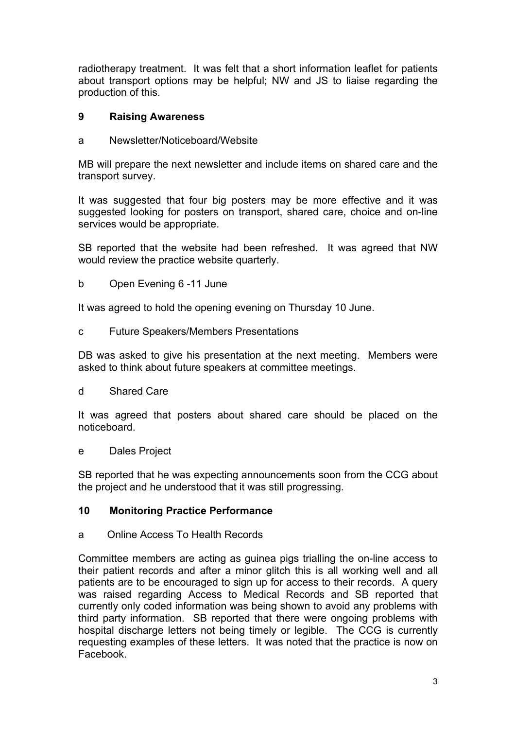radiotherapy treatment. It was felt that a short information leaflet for patients about transport options may be helpful; NW and JS to liaise regarding the production of this.

## 9 Raising Awareness

a Newsletter/Noticeboard/Website

MB will prepare the next newsletter and include items on shared care and the transport survey.

It was suggested that four big posters may be more effective and it was suggested looking for posters on transport, shared care, choice and on-line services would be appropriate.

SB reported that the website had been refreshed. It was agreed that NW would review the practice website quarterly.

b Open Evening 6 -11 June

It was agreed to hold the opening evening on Thursday 10 June.

c Future Speakers/Members Presentations

DB was asked to give his presentation at the next meeting. Members were asked to think about future speakers at committee meetings.

d Shared Care

It was agreed that posters about shared care should be placed on the noticeboard.

e Dales Project

SB reported that he was expecting announcements soon from the CCG about the project and he understood that it was still progressing.

## 10 Monitoring Practice Performance

a Online Access To Health Records

Committee members are acting as guinea pigs trialling the on-line access to their patient records and after a minor glitch this is all working well and all patients are to be encouraged to sign up for access to their records. A query was raised regarding Access to Medical Records and SB reported that currently only coded information was being shown to avoid any problems with third party information. SB reported that there were ongoing problems with hospital discharge letters not being timely or legible. The CCG is currently requesting examples of these letters. It was noted that the practice is now on Facebook.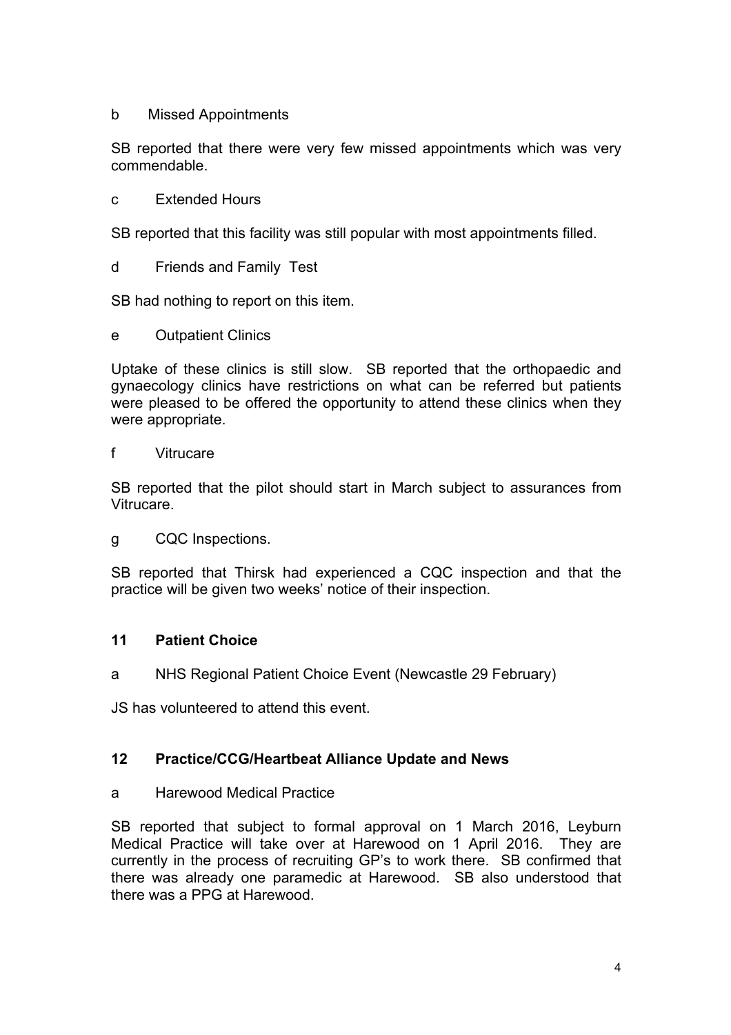b Missed Appointments

SB reported that there were very few missed appointments which was very commendable.

c Extended Hours

SB reported that this facility was still popular with most appointments filled.

d Friends and Family Test

SB had nothing to report on this item.

e Outpatient Clinics

Uptake of these clinics is still slow. SB reported that the orthopaedic and gynaecology clinics have restrictions on what can be referred but patients were pleased to be offered the opportunity to attend these clinics when they were appropriate.

f Vitrucare

SB reported that the pilot should start in March subject to assurances from Vitrucare.

g CQC Inspections.

SB reported that Thirsk had experienced a CQC inspection and that the practice will be given two weeks' notice of their inspection.

## 11 Patient Choice

a NHS Regional Patient Choice Event (Newcastle 29 February)

JS has volunteered to attend this event.

## 12 Practice/CCG/Heartbeat Alliance Update and News

a Harewood Medical Practice

SB reported that subject to formal approval on 1 March 2016, Leyburn Medical Practice will take over at Harewood on 1 April 2016. They are currently in the process of recruiting GP's to work there. SB confirmed that there was already one paramedic at Harewood. SB also understood that there was a PPG at Harewood.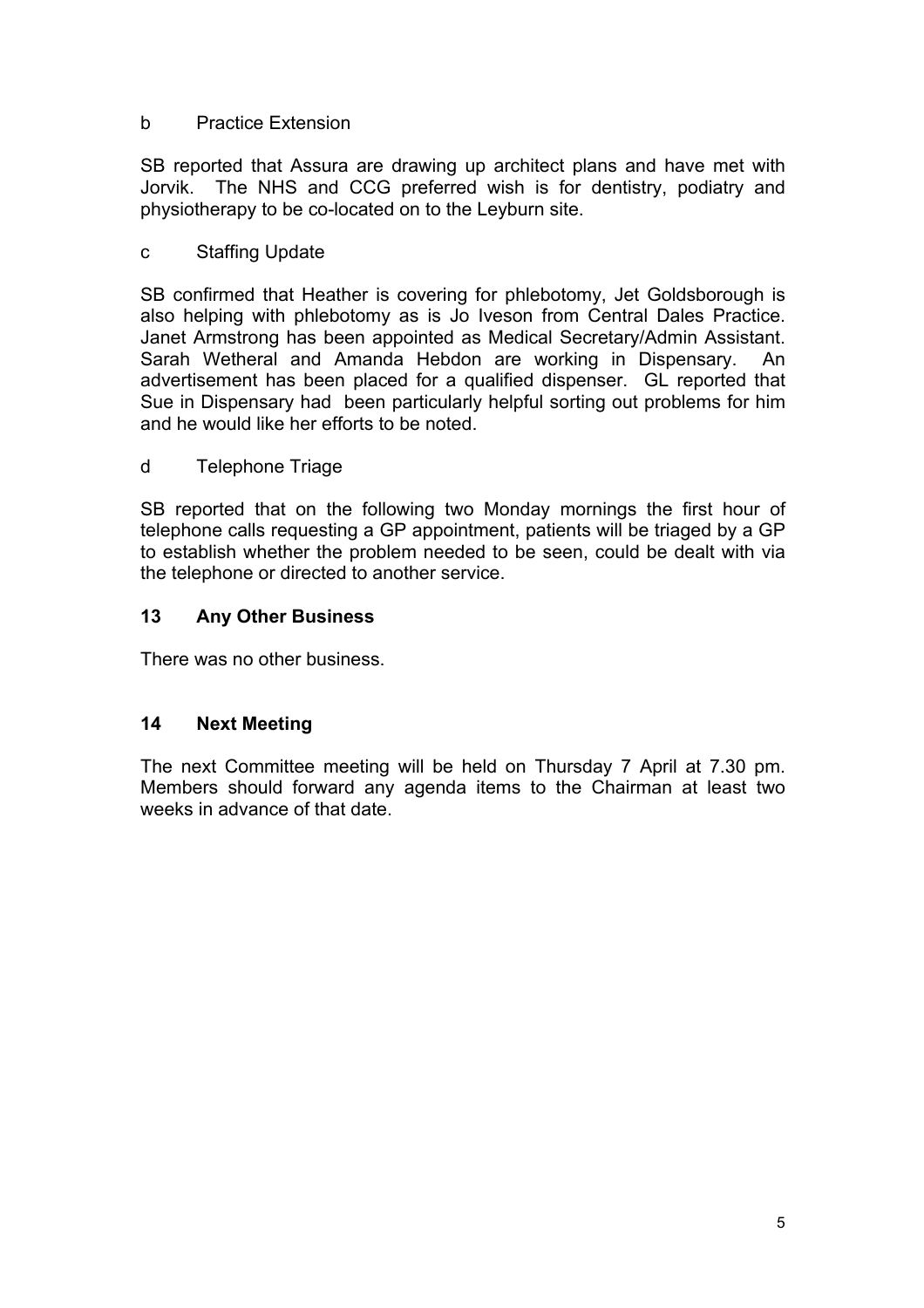b Practice Extension

SB reported that Assura are drawing up architect plans and have met with Jorvik. The NHS and CCG preferred wish is for dentistry, podiatry and physiotherapy to be co-located on to the Leyburn site.

c Staffing Update

SB confirmed that Heather is covering for phlebotomy, Jet Goldsborough is also helping with phlebotomy as is Jo Iveson from Central Dales Practice. Janet Armstrong has been appointed as Medical Secretary/Admin Assistant. Sarah Wetheral and Amanda Hebdon are working in Dispensary. An advertisement has been placed for a qualified dispenser. GL reported that Sue in Dispensary had been particularly helpful sorting out problems for him and he would like her efforts to be noted.

d Telephone Triage

SB reported that on the following two Monday mornings the first hour of telephone calls requesting a GP appointment, patients will be triaged by a GP to establish whether the problem needed to be seen, could be dealt with via the telephone or directed to another service.

## 13 Any Other Business

There was no other business.

## 14 Next Meeting

The next Committee meeting will be held on Thursday 7 April at 7.30 pm. Members should forward any agenda items to the Chairman at least two weeks in advance of that date.